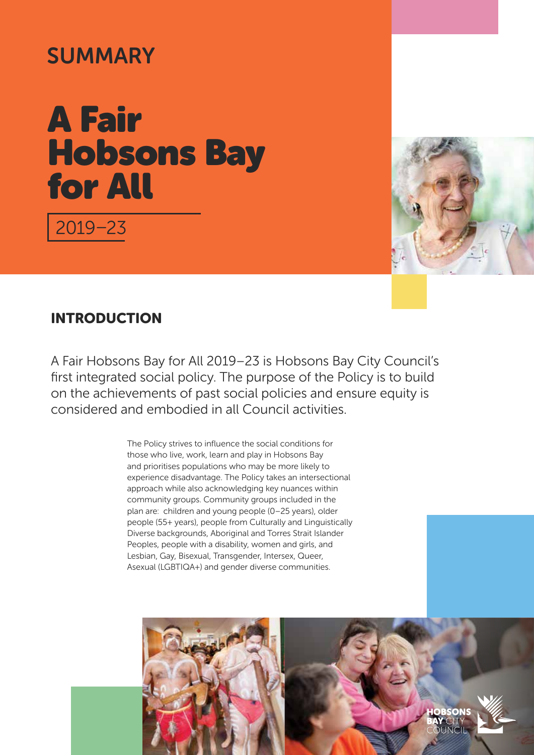SUMMARY

# A Fair Hobsons Bay for All

2019–23

## INTRODUCTION

A Fair Hobsons Bay for All 2019–23 is Hobsons Bay City Council's first integrated social policy. The purpose of the Policy is to build on the achievements of past social policies and ensure equity is considered and embodied in all Council activities.

The Policy strives to influence the social conditions for those who live, work, learn and play in Hobsons Bay and prioritises populations who may be more likely to experience disadvantage. The Policy takes an intersectional approach while also acknowledging key nuances within community groups. Community groups included in the plan are: children and young people (0–25 years), older people (55+ years), people from Culturally and Linguistically Diverse backgrounds, Aboriginal and Torres Strait Islander Peoples, people with a disability, women and girls, and Lesbian, Gay, Bisexual, Transgender, Intersex, Queer, Asexual (LGBTIQA+) and gender diverse communities.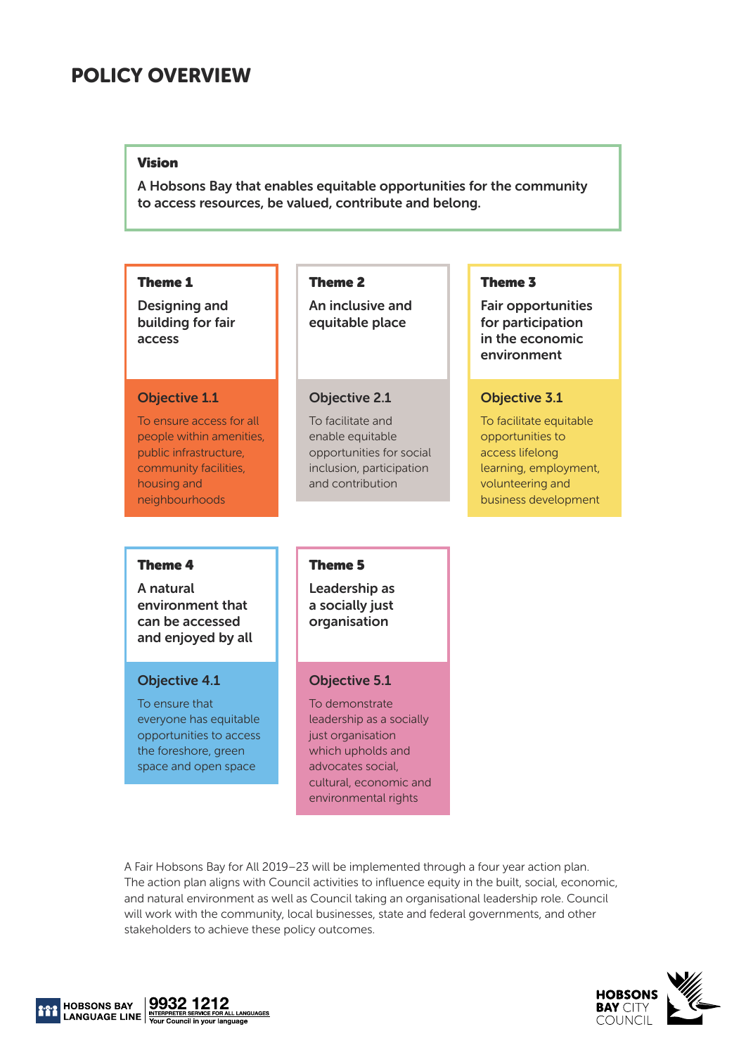# POLICY OVERVIEW

**Vision**

A Hobsons Bay that enables equitable opportunities for the community to access resources, be valued, contribute and belong.

**Theme 1**

Designing and building for fair access

**Objective 1.1**

To ensure access for all people within amenities, public infrastructure, community facilities, housing and neighbourhoods

**Theme 2**

An inclusive and equitable place

**Objective 2.1**

To facilitate and enable equitable opportunities for social inclusion, participation and contribution

**Theme 3**

Fair opportunities for participation in the economic environment

**Objective 3.1**

To facilitate equitable opportunities to access lifelong learning, employment, volunteering and business development

**Theme 4**

A natural environment that can be accessed and enjoyed by all

**Objective 4.1**

To ensure that everyone has equitable opportunities to access the foreshore, green space and open space

**Theme 5**

Leadership as a socially just organisation

**Objective 5.1**

To demonstrate leadership as a socially just organisation which upholds and advocates social, cultural, economic and environmental rights

A Fair Hobsons Bay for All 2019–23 will be implemented through a four year action plan. The action plan aligns with Council activities to influence equity in the built, social, economic, and natural environment as well as Council taking an organisational leadership role. Council will work with the community, local businesses, state and federal governments, and other stakeholders to achieve these policy outcomes.

HOBSONS BAY LANGUAGE LINE 9932 1212 INTERPRETER SERVICE FOR ALL LANGUAGES Your Council in your language

HOBSONS BAY CITY COUNCIL